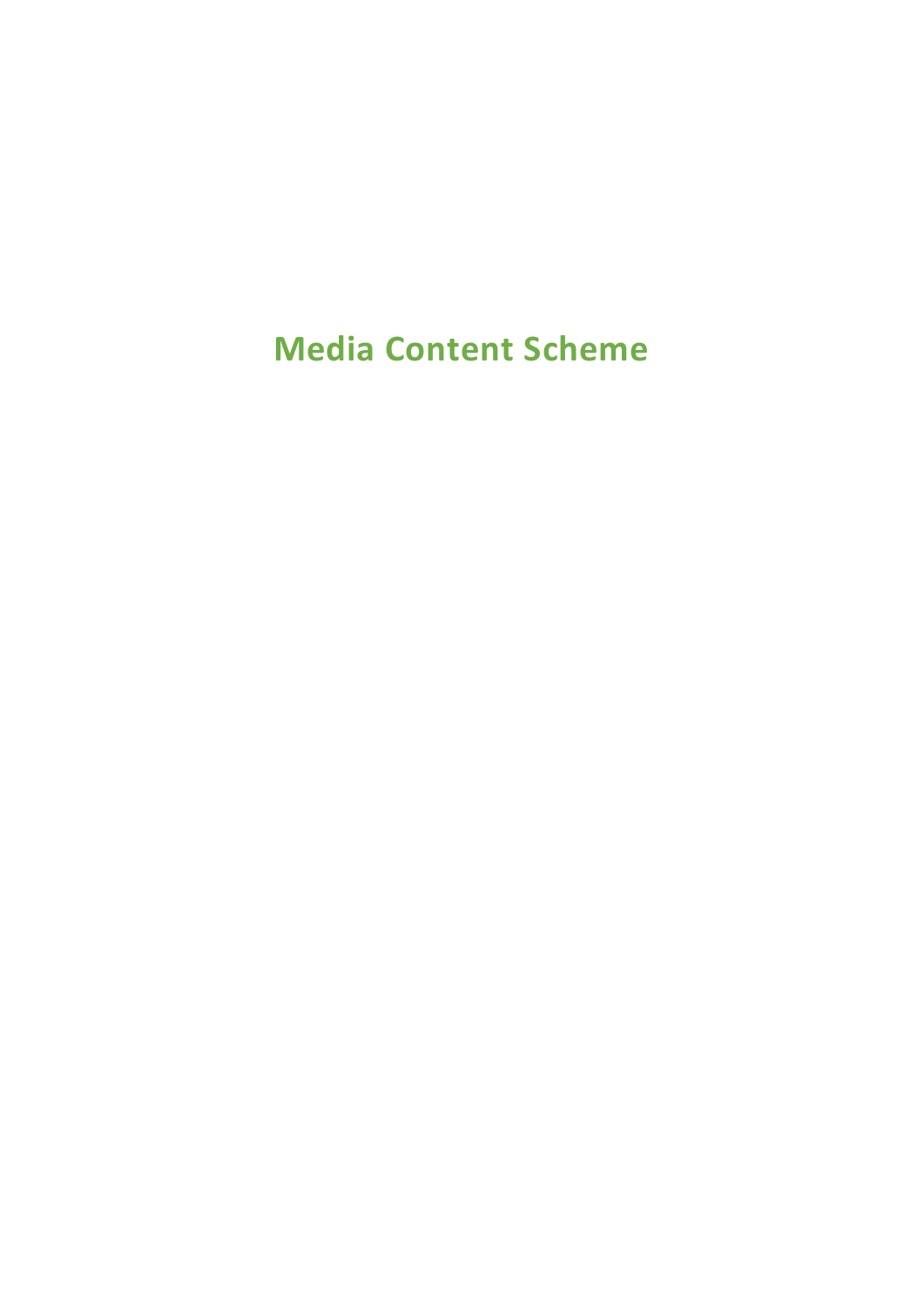# Media Content Scheme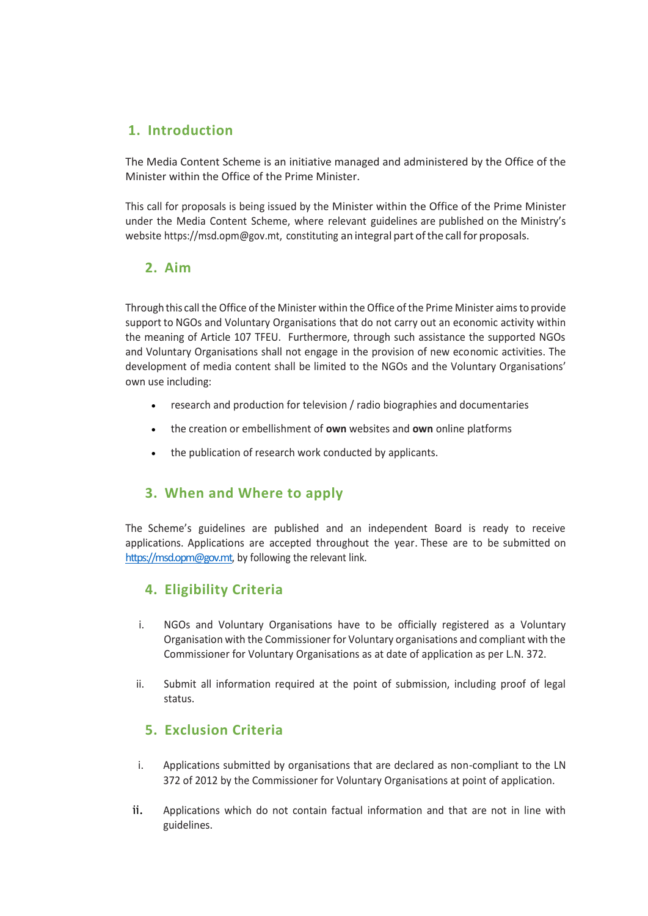## 1. Introduction

The Media Content Scheme is an initiative managed and administered by the Office of the Minister within the Office of the Prime Minister.

This call for proposals is being issued by the Minister within the Office of the Prime Minister under the Media Content Scheme, where relevant guidelines are published on the Ministry's website https://msd.opm@gov.mt, constituting an integral part of the call for proposals.

## 2. Aim

Through this call the Office of the Minister within the Office of the Prime Minister aims to provide support to NGOs and Voluntary Organisations that do not carry out an economic activity within the meaning of Article 107 TFEU. Furthermore, through such assistance the supported NGOs and Voluntary Organisations shall not engage in the provision of new economic activities. The development of media content shall be limited to the NGOs and the Voluntary Organisations' own use including:

- research and production for television / radio biographies and documentaries
- the creation or embellishment of **own** websites and **own** online platforms
- the publication of research work conducted by applicants.

## 3. When and Where to apply

The Scheme's guidelines are published and an independent Board is ready to receive applications. Applications are accepted throughout the year. These are to be submitted on https://msd.opm@gov.mt, by following the relevant link.

## 4. Eligibility Criteria

i. NGOs and Voluntary Organisations have to be officially registered as a Voluntary Organisation with the Commissioner for Voluntary organisations and compliant with the Commissioner for Voluntary Organisations as at date of application as per L.N. 372.

ii. Submit all information required at the point of submission, including proof of legal status.

## 5. Exclusion Criteria

i. Applications submitted by organisations that are declared as non-compliant to the LN 372 of 2012 by the Commissioner for Voluntary Organisations at point of application.

ii. Applications which do not contain factual information and that are not in line with guidelines.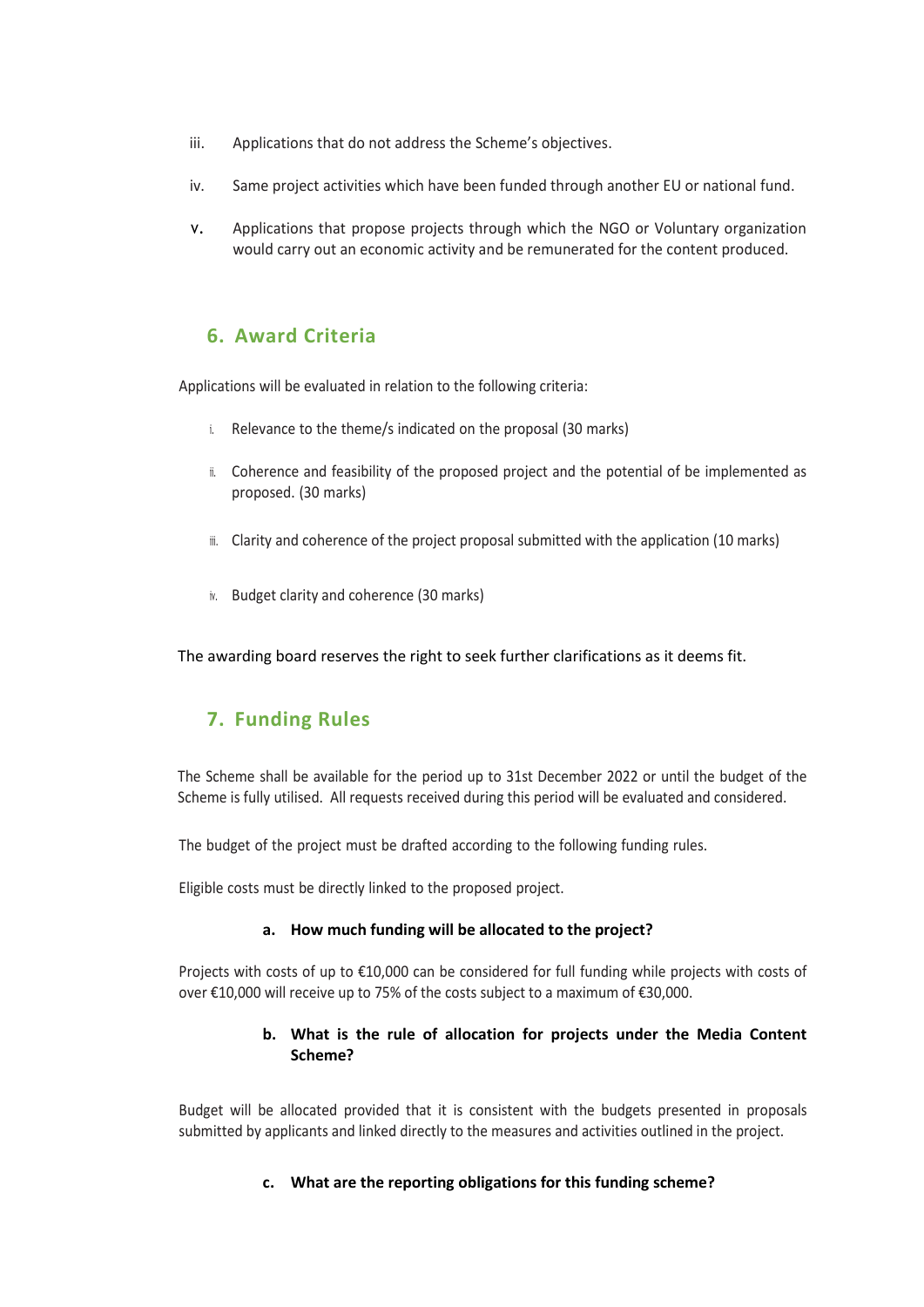iii. Applications that do not address the Scheme's objectives.

iv. Same project activities which have been funded through another EU or national fund.

v. Applications that propose projects through which the NGO or Voluntary organization would carry out an economic activity and be remunerated for the content produced.

## 6. Award Criteria

Applications will be evaluated in relation to the following criteria:

i. Relevance to the theme/s indicated on the proposal (30 marks)

ii. Coherence and feasibility of the proposed project and the potential of be implemented as proposed. (30 marks)

iii. Clarity and coherence of the project proposal submitted with the application (10 marks)

iv. Budget clarity and coherence (30 marks)

The awarding board reserves the right to seek further clarifications as it deems fit.

## 7. Funding Rules

The Scheme shall be available for the period up to 31st December 2022 or until the budget of the Scheme is fully utilised. All requests received during this period will be evaluated and considered.

The budget of the project must be drafted according to the following funding rules.

Eligible costs must be directly linked to the proposed project.

**a. How much funding will be allocated to the project?**

Projects with costs of up to €10,000 can be considered for full funding while projects with costs of over €10,000 will receive up to 75% of the costs subject to a maximum of €30,000.

**b. What is the rule of allocation for projects under the Media Content Scheme?**

Budget will be allocated provided that it is consistent with the budgets presented in proposals submitted by applicants and linked directly to the measures and activities outlined in the project.

**c. What are the reporting obligations for this funding scheme?**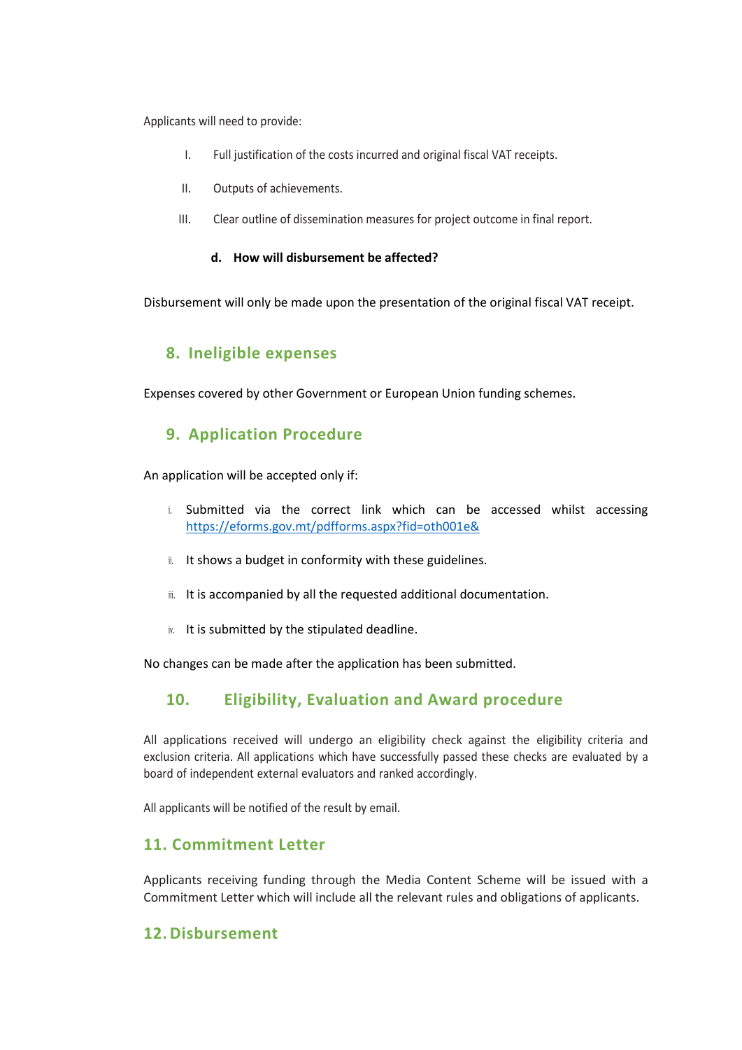Applicants will need to provide:

I. Full justification of the costs incurred and original fiscal VAT receipts.

II. Outputs of achievements.

III. Clear outline of dissemination measures for project outcome in final report.

**d. How will disbursement be affected?**

Disbursement will only be made upon the presentation of the original fiscal VAT receipt.

## 8. Ineligible expenses

Expenses covered by other Government or European Union funding schemes.

## 9. Application Procedure

An application will be accepted only if:

i. Submitted via the correct link which can be accessed whilst accessing https://eforms.gov.mt/pdfforms.aspx?fid=oth001e&

ii. It shows a budget in conformity with these guidelines.

iii. It is accompanied by all the requested additional documentation.

iv. It is submitted by the stipulated deadline.

No changes can be made after the application has been submitted.

## 10. Eligibility, Evaluation and Award procedure

All applications received will undergo an eligibility check against the eligibility criteria and exclusion criteria. All applications which have successfully passed these checks are evaluated by a board of independent external evaluators and ranked accordingly.

All applicants will be notified of the result by email.

## 11. Commitment Letter

Applicants receiving funding through the Media Content Scheme will be issued with a Commitment Letter which will include all the relevant rules and obligations of applicants.

## 12. Disbursement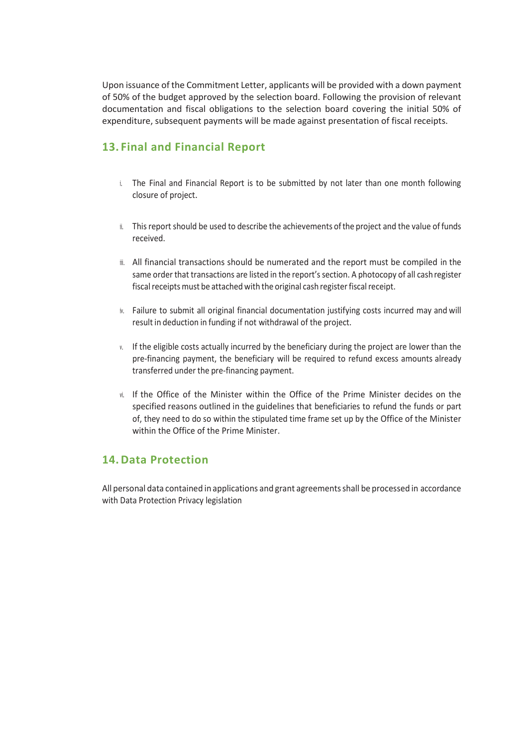Upon issuance of the Commitment Letter, applicants will be provided with a down payment of 50% of the budget approved by the selection board. Following the provision of relevant documentation and fiscal obligations to the selection board covering the initial 50% of expenditure, subsequent payments will be made against presentation of fiscal receipts.

## 13. Final and Financial Report

i. The Final and Financial Report is to be submitted by not later than one month following closure of project.

ii. This report should be used to describe the achievements of the project and the value of funds received.

iii. All financial transactions should be numerated and the report must be compiled in the same order that transactions are listed in the report's section. A photocopy of all cash register fiscal receipts must be attached with the original cash register fiscal receipt.

iv. Failure to submit all original financial documentation justifying costs incurred may and will result in deduction in funding if not withdrawal of the project.

v. If the eligible costs actually incurred by the beneficiary during the project are lower than the pre-financing payment, the beneficiary will be required to refund excess amounts already transferred under the pre-financing payment.

vi. If the Office of the Minister within the Office of the Prime Minister decides on the specified reasons outlined in the guidelines that beneficiaries to refund the funds or part of, they need to do so within the stipulated time frame set up by the Office of the Minister within the Office of the Prime Minister.

## 14. Data Protection

All personal data contained in applications and grant agreements shall be processed in accordance with Data Protection Privacy legislation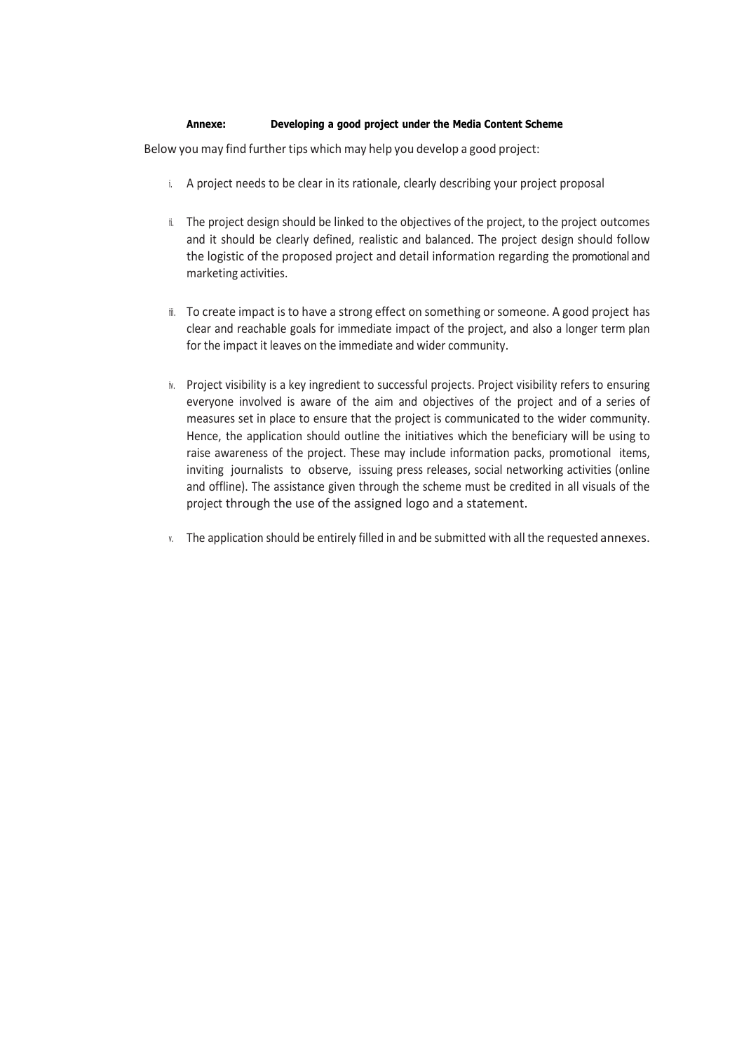**Annexe: Developing a good project under the Media Content Scheme**

Below you may find further tips which may help you develop a good project:

i. A project needs to be clear in its rationale, clearly describing your project proposal

ii. The project design should be linked to the objectives of the project, to the project outcomes and it should be clearly defined, realistic and balanced. The project design should follow the logistic of the proposed project and detail information regarding the promotional and marketing activities.

iii. To create impact is to have a strong effect on something or someone. A good project has clear and reachable goals for immediate impact of the project, and also a longer term plan for the impact it leaves on the immediate and wider community.

iv. Project visibility is a key ingredient to successful projects. Project visibility refers to ensuring everyone involved is aware of the aim and objectives of the project and of a series of measures set in place to ensure that the project is communicated to the wider community. Hence, the application should outline the initiatives which the beneficiary will be using to raise awareness of the project. These may include information packs, promotional items, inviting journalists to observe, issuing press releases, social networking activities (online and offline). The assistance given through the scheme must be credited in all visuals of the project through the use of the assigned logo and a statement.

v. The application should be entirely filled in and be submitted with all the requested annexes.